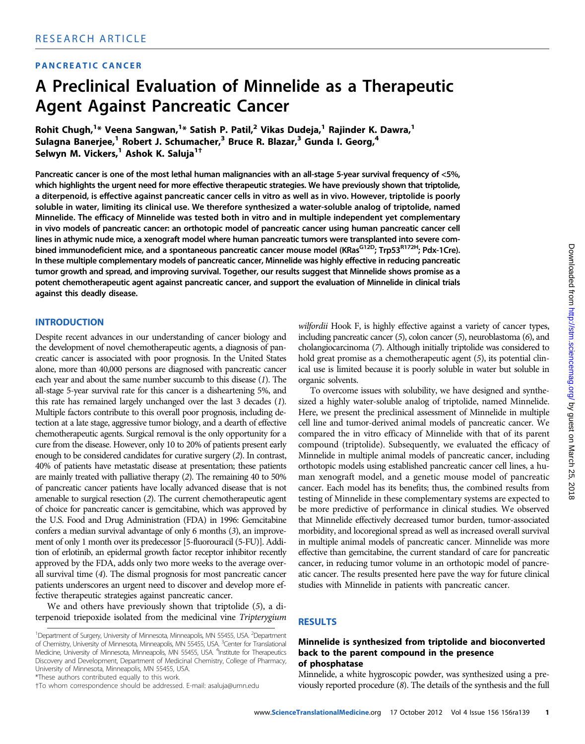RESEARCH ARTICLE

PANCREATIC CANCER

# A Preclinical Evaluation of Minnelide as a Therapeutic Agent Against Pancreatic Cancer

Rohit Chugh,[1]* Veena Sangwan,[1]* Satish P. Patil,[2] Vikas Dudeja,[1] Rajinder K. Dawra,[1] Sulagna Banerjee,[1] Robert J. Schumacher,[3] Bruce R. Blazar,[3] Gunda I. Georg,[4] Selwyn M. Vickers,[1] Ashok K. Saluja[1]†

**Pancreatic cancer is one of the most lethal human malignancies with an all-stage 5-year survival frequency of <5%, which highlights the urgent need for more effective therapeutic strategies. We have previously shown that triptolide, a diterpenoid, is effective against pancreatic cancer cells in vitro as well as in vivo. However, triptolide is poorly soluble in water, limiting its clinical use. We therefore synthesized a water-soluble analog of triptolide, named Minnelide. The efficacy of Minnelide was tested both in vitro and in multiple independent yet complementary in vivo models of pancreatic cancer: an orthotopic model of pancreatic cancer using human pancreatic cancer cell lines in athymic nude mice, a xenograft model where human pancreatic tumors were transplanted into severe combined immunodeficient mice, and a spontaneous pancreatic cancer mouse model (KRas$^{G12D}$; Trp53$^{R172H}$; Pdx-1Cre). In these multiple complementary models of pancreatic cancer, Minnelide was highly effective in reducing pancreatic tumor growth and spread, and improving survival. Together, our results suggest that Minnelide shows promise as a potent chemotherapeutic agent against pancreatic cancer, and support the evaluation of Minnelide in clinical trials against this deadly disease.**

## INTRODUCTION

Despite recent advances in our understanding of cancer biology and the development of novel chemotherapeutic agents, a diagnosis of pancreatic cancer is associated with poor prognosis. In the United States alone, more than 40,000 persons are diagnosed with pancreatic cancer each year and about the same number succumb to this disease (*1*). The all-stage 5-year survival rate for this cancer is a disheartening 5%, and this rate has remained largely unchanged over the last 3 decades (*1*). Multiple factors contribute to this overall poor prognosis, including detection at a late stage, aggressive tumor biology, and a dearth of effective chemotherapeutic agents. Surgical removal is the only opportunity for a cure from the disease. However, only 10 to 20% of patients present early enough to be considered candidates for curative surgery (*2*). In contrast, 40% of patients have metastatic disease at presentation; these patients are mainly treated with palliative therapy (*2*). The remaining 40 to 50% of pancreatic cancer patients have locally advanced disease that is not amenable to surgical resection (*2*). The current chemotherapeutic agent of choice for pancreatic cancer is gemcitabine, which was approved by the U.S. Food and Drug Administration (FDA) in 1996: Gemcitabine confers a median survival advantage of only 6 months (*3*), an improvement of only 1 month over its predecessor [5-fluorouracil (5-FU)]. Addition of erlotinib, an epidermal growth factor receptor inhibitor recently approved by the FDA, adds only two more weeks to the average overall survival time (*4*). The dismal prognosis for most pancreatic cancer patients underscores an urgent need to discover and develop more effective therapeutic strategies against pancreatic cancer.

We and others have previously shown that triptolide (*5*), a diterpenoid triepoxide isolated from the medicinal vine *Tripterygium wilfordii* Hook F, is highly effective against a variety of cancer types, including pancreatic cancer (*5*), colon cancer (*5*), neuroblastoma (*6*), and cholangiocarcinoma (*7*). Although initially triptolide was considered to hold great promise as a chemotherapeutic agent (*5*), its potential clinical use is limited because it is poorly soluble in water but soluble in organic solvents.

To overcome issues with solubility, we have designed and synthesized a highly water-soluble analog of triptolide, named Minnelide. Here, we present the preclinical assessment of Minnelide in multiple cell line and tumor-derived animal models of pancreatic cancer. We compared the in vitro efficacy of Minnelide with that of its parent compound (triptolide). Subsequently, we evaluated the efficacy of Minnelide in multiple animal models of pancreatic cancer, including orthotopic models using established pancreatic cancer cell lines, a human xenograft model, and a genetic mouse model of pancreatic cancer. Each model has its benefits; thus, the combined results from testing of Minnelide in these complementary systems are expected to be more predictive of performance in clinical studies. We observed that Minnelide effectively decreased tumor burden, tumor-associated morbidity, and locoregional spread as well as increased overall survival in multiple animal models of pancreatic cancer. Minnelide was more effective than gemcitabine, the current standard of care for pancreatic cancer, in reducing tumor volume in an orthotopic model of pancreatic cancer. The results presented here pave the way for future clinical studies with Minnelide in patients with pancreatic cancer.

## RESULTS

### Minnelide is synthesized from triptolide and bioconverted back to the parent compound in the presence of phosphatase

Minnelide, a white hygroscopic powder, was synthesized using a previously reported procedure (*8*). The details of the synthesis and the full

[1]Department of Surgery, University of Minnesota, Minneapolis, MN 55455, USA. [2]Department of Chemistry, University of Minnesota, Minneapolis, MN 55455, USA. [3]Center for Translational Medicine, University of Minnesota, Minneapolis, MN 55455, USA. [4]Institute for Therapeutics Discovery and Development, Department of Medicinal Chemistry, College of Pharmacy, University of Minnesota, Minneapolis, MN 55455, USA.
*These authors contributed equally to this work.
†To whom correspondence should be addressed. E-mail: asaluja@umn.edu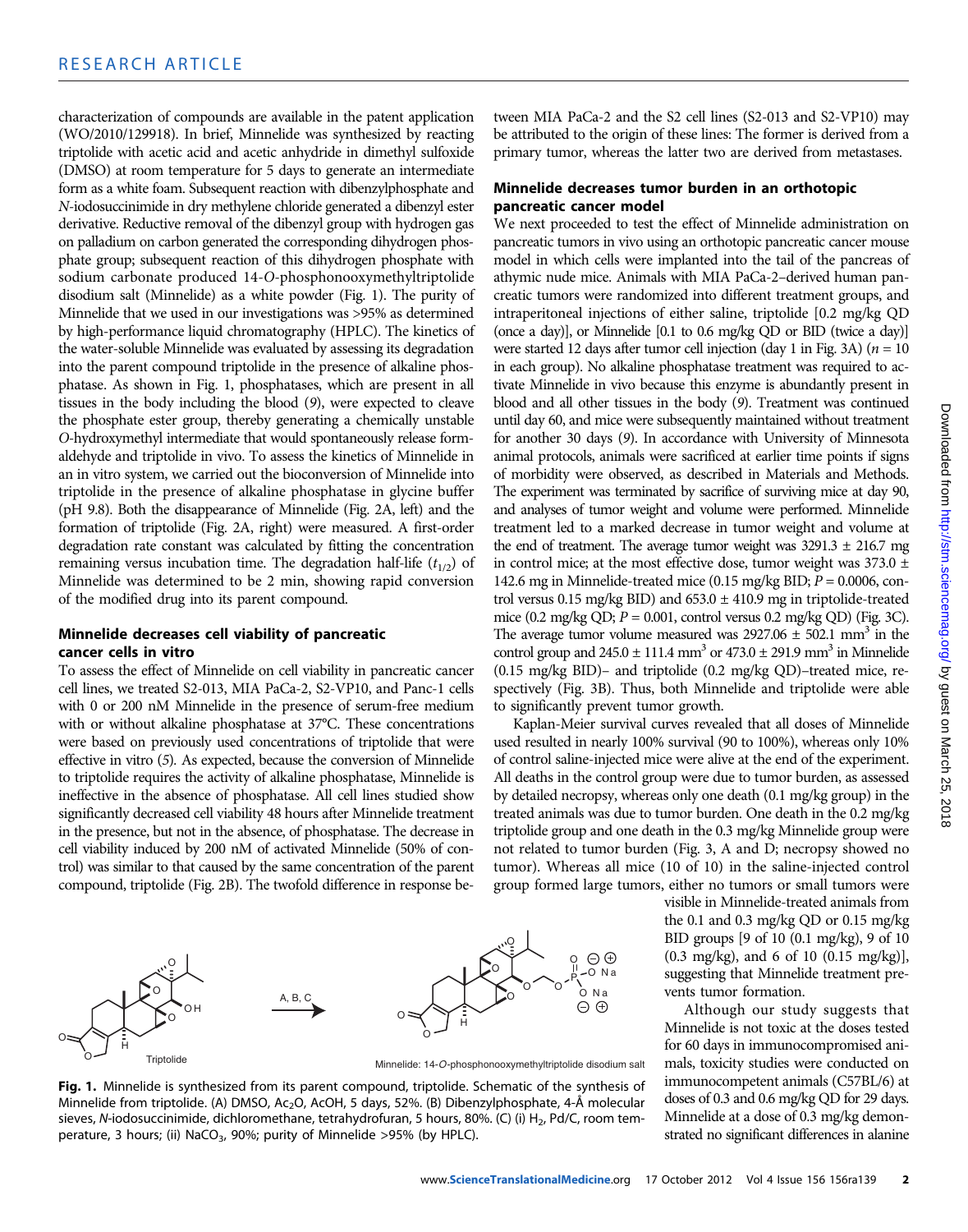characterization of compounds are available in the patent application (WO/2010/129918). In brief, Minnelide was synthesized by reacting triptolide with acetic acid and acetic anhydride in dimethyl sulfoxide (DMSO) at room temperature for 5 days to generate an intermediate form as a white foam. Subsequent reaction with dibenzylphosphate and N-iodosuccinimide in dry methylene chloride generated a dibenzyl ester derivative. Reductive removal of the dibenzyl group with hydrogen gas on palladium on carbon generated the corresponding dihydrogen phosphate group; subsequent reaction of this dihydrogen phosphate with sodium carbonate produced 14-O-phosphonooxymethyltriptolide disodium salt (Minnelide) as a white powder (Fig. 1). The purity of Minnelide that we used in our investigations was >95% as determined by high-performance liquid chromatography (HPLC). The kinetics of the water-soluble Minnelide was evaluated by assessing its degradation into the parent compound triptolide in the presence of alkaline phosphatase. As shown in Fig. 1, phosphatases, which are present in all tissues in the body including the blood (9), were expected to cleave the phosphate ester group, thereby generating a chemically unstable O-hydroxymethyl intermediate that would spontaneously release formaldehyde and triptolide in vivo. To assess the kinetics of Minnelide in an in vitro system, we carried out the bioconversion of Minnelide into triptolide in the presence of alkaline phosphatase in glycine buffer (pH 9.8). Both the disappearance of Minnelide (Fig. 2A, left) and the formation of triptolide (Fig. 2A, right) were measured. A first-order degradation rate constant was calculated by fitting the concentration remaining versus incubation time. The degradation half-life ($t_{1/2}$) of Minnelide was determined to be 2 min, showing rapid conversion of the modified drug into its parent compound.

### Minnelide decreases cell viability of pancreatic cancer cells in vitro

To assess the effect of Minnelide on cell viability in pancreatic cancer cell lines, we treated S2-013, MIA PaCa-2, S2-VP10, and Panc-1 cells with 0 or 200 nM Minnelide in the presence of serum-free medium with or without alkaline phosphatase at 37°C. These concentrations were based on previously used concentrations of triptolide that were effective in vitro (5). As expected, because the conversion of Minnelide to triptolide requires the activity of alkaline phosphatase, Minnelide is ineffective in the absence of phosphatase. All cell lines studied show significantly decreased cell viability 48 hours after Minnelide treatment in the presence, but not in the absence, of phosphatase. The decrease in cell viability induced by 200 nM of activated Minnelide (50% of control) was similar to that caused by the same concentration of the parent compound, triptolide (Fig. 2B). The twofold difference in response between MIA PaCa-2 and the S2 cell lines (S2-013 and S2-VP10) may be attributed to the origin of these lines: The former is derived from a primary tumor, whereas the latter two are derived from metastases.

### Minnelide decreases tumor burden in an orthotopic pancreatic cancer model

We next proceeded to test the effect of Minnelide administration on pancreatic tumors in vivo using an orthotopic pancreatic cancer mouse model in which cells were implanted into the tail of the pancreas of athymic nude mice. Animals with MIA PaCa-2–derived human pancreatic tumors were randomized into different treatment groups, and intraperitoneal injections of either saline, triptolide [0.2 mg/kg QD (once a day)], or Minnelide [0.1 to 0.6 mg/kg QD or BID (twice a day)] were started 12 days after tumor cell injection (day 1 in Fig. 3A) ($n$ = 10 in each group). No alkaline phosphatase treatment was required to activate Minnelide in vivo because this enzyme is abundantly present in blood and all other tissues in the body (9). Treatment was continued until day 60, and mice were subsequently maintained without treatment for another 30 days (9). In accordance with University of Minnesota animal protocols, animals were sacrificed at earlier time points if signs of morbidity were observed, as described in Materials and Methods. The experiment was terminated by sacrifice of surviving mice at day 90, and analyses of tumor weight and volume were performed. Minnelide treatment led to a marked decrease in tumor weight and volume at the end of treatment. The average tumor weight was 3291.3 ± 216.7 mg in control mice; at the most effective dose, tumor weight was 373.0 ± 142.6 mg in Minnelide-treated mice (0.15 mg/kg BID; $P$ = 0.0006, control versus 0.15 mg/kg BID) and 653.0 ± 410.9 mg in triptolide-treated mice (0.2 mg/kg QD; $P$ = 0.001, control versus 0.2 mg/kg QD) (Fig. 3C). The average tumor volume measured was 2927.06 ± 502.1 mm$^3$ in the control group and 245.0 ± 111.4 mm$^3$ or 473.0 ± 291.9 mm$^3$ in Minnelide (0.15 mg/kg BID)– and triptolide (0.2 mg/kg QD)–treated mice, respectively (Fig. 3B). Thus, both Minnelide and triptolide were able to significantly prevent tumor growth.

Kaplan-Meier survival curves revealed that all doses of Minnelide used resulted in nearly 100% survival (90 to 100%), whereas only 10% of control saline-injected mice were alive at the end of the experiment. All deaths in the control group were due to tumor burden, as assessed by detailed necropsy, whereas only one death (0.1 mg/kg group) in the treated animals was due to tumor burden. One death in the 0.2 mg/kg triptolide group and one death in the 0.3 mg/kg Minnelide group were not related to tumor burden (Fig. 3, A and D; necropsy showed no tumor). Whereas all mice (10 of 10) in the saline-injected control group formed large tumors, either no tumors or small tumors were visible in Minnelide-treated animals from the 0.1 and 0.3 mg/kg QD or 0.15 mg/kg BID groups [9 of 10 (0.1 mg/kg), 9 of 10 (0.3 mg/kg), and 6 of 10 (0.15 mg/kg)], suggesting that Minnelide treatment prevents tumor formation.

Although our study suggests that Minnelide is not toxic at the doses tested for 60 days in immunocompromised animals, toxicity studies were conducted on immunocompetent animals (C57BL/6) at doses of 0.3 and 0.6 mg/kg QD for 29 days. Minnelide at a dose of 0.3 mg/kg demonstrated no significant differences in alanine

Triptolide → A, B, C → Minnelide: 14-O-phosphonooxymethyltriptolide disodium salt

**Fig. 1.** Minnelide is synthesized from its parent compound, triptolide. Schematic of the synthesis of Minnelide from triptolide. (A) DMSO, $Ac_2O$, AcOH, 5 days, 52%. (B) Dibenzylphosphate, 4-Å molecular sieves, N-iodosuccinimide, dichloromethane, tetrahydrofuran, 5 hours, 80%. (C) (i) $H_2$, Pd/C, room temperature, 3 hours; (ii) $NaCO_3$, 90%; purity of Minnelide >95% (by HPLC).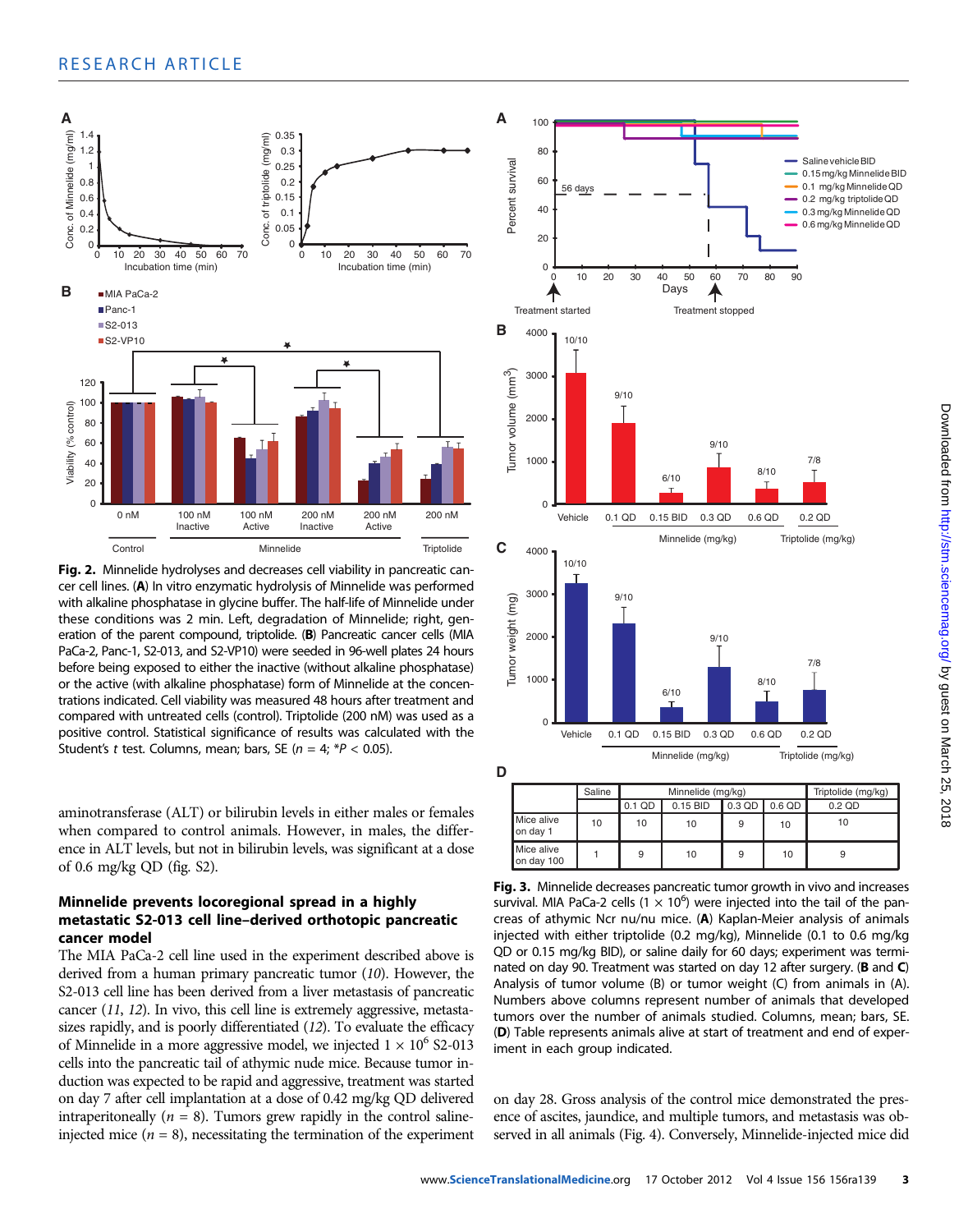**Fig. 2.** Minnelide hydrolyses and decreases cell viability in pancreatic cancer cell lines. (**A**) In vitro enzymatic hydrolysis of Minnelide was performed with alkaline phosphatase in glycine buffer. The half-life of Minnelide under these conditions was 2 min. Left, degradation of Minnelide; right, generation of the parent compound, triptolide. (**B**) Pancreatic cancer cells (MIA PaCa-2, Panc-1, S2-013, and S2-VP10) were seeded in 96-well plates 24 hours before being exposed to either the inactive (without alkaline phosphatase) or the active (with alkaline phosphatase) form of Minnelide at the concentrations indicated. Cell viability was measured 48 hours after treatment and compared with untreated cells (control). Triptolide (200 nM) was used as a positive control. Statistical significance of results was calculated with the Student's *t* test. Columns, mean; bars, SE ($n = 4$; $*P < 0.05$).

aminotransferase (ALT) or bilirubin levels in either males or females when compared to control animals. However, in males, the difference in ALT levels, but not in bilirubin levels, was significant at a dose of 0.6 mg/kg QD (fig. S2).

### Minnelide prevents locoregional spread in a highly metastatic S2-013 cell line–derived orthotopic pancreatic cancer model

The MIA PaCa-2 cell line used in the experiment described above is derived from a human primary pancreatic tumor (10). However, the S2-013 cell line has been derived from a liver metastasis of pancreatic cancer (11, 12). In vivo, this cell line is extremely aggressive, metastasizes rapidly, and is poorly differentiated (12). To evaluate the efficacy of Minnelide in a more aggressive model, we injected $1 \times 10^6$ S2-013 cells into the pancreatic tail of athymic nude mice. Because tumor induction was expected to be rapid and aggressive, treatment was started on day 7 after cell implantation at a dose of 0.42 mg/kg QD delivered intraperitoneally ($n = 8$). Tumors grew rapidly in the control saline-injected mice ($n = 8$), necessitating the termination of the experiment on day 28. Gross analysis of the control mice demonstrated the presence of ascites, jaundice, and multiple tumors, and metastasis was observed in all animals (Fig. 4). Conversely, Minnelide-injected mice did

| | Saline | Minnelide (mg/kg) | | | | Triptolide (mg/kg) |
|---|---|---|---|---|---|---|
| | | 0.1 QD | 0.15 BID | 0.3 QD | 0.6 QD | 0.2 QD |
| Mice alive on day 1 | 10 | 10 | 10 | 9 | 10 | 10 |
| Mice alive on day 100 | 1 | 9 | 10 | 9 | 10 | 9 |

**Fig. 3.** Minnelide decreases pancreatic tumor growth in vivo and increases survival. MIA PaCa-2 cells ($1 \times 10^6$) were injected into the tail of the pancreas of athymic Ncr nu/nu mice. (**A**) Kaplan-Meier analysis of animals injected with either triptolide (0.2 mg/kg), Minnelide (0.1 to 0.6 mg/kg QD or 0.15 mg/kg BID), or saline daily for 60 days; experiment was terminated on day 90. Treatment was started on day 12 after surgery. (**B** and **C**) Analysis of tumor volume (B) or tumor weight (C) from animals in (A). Numbers above columns represent number of animals that developed tumors over the number of animals studied. Columns, mean; bars, SE. (**D**) Table represents animals alive at start of treatment and end of experiment in each group indicated.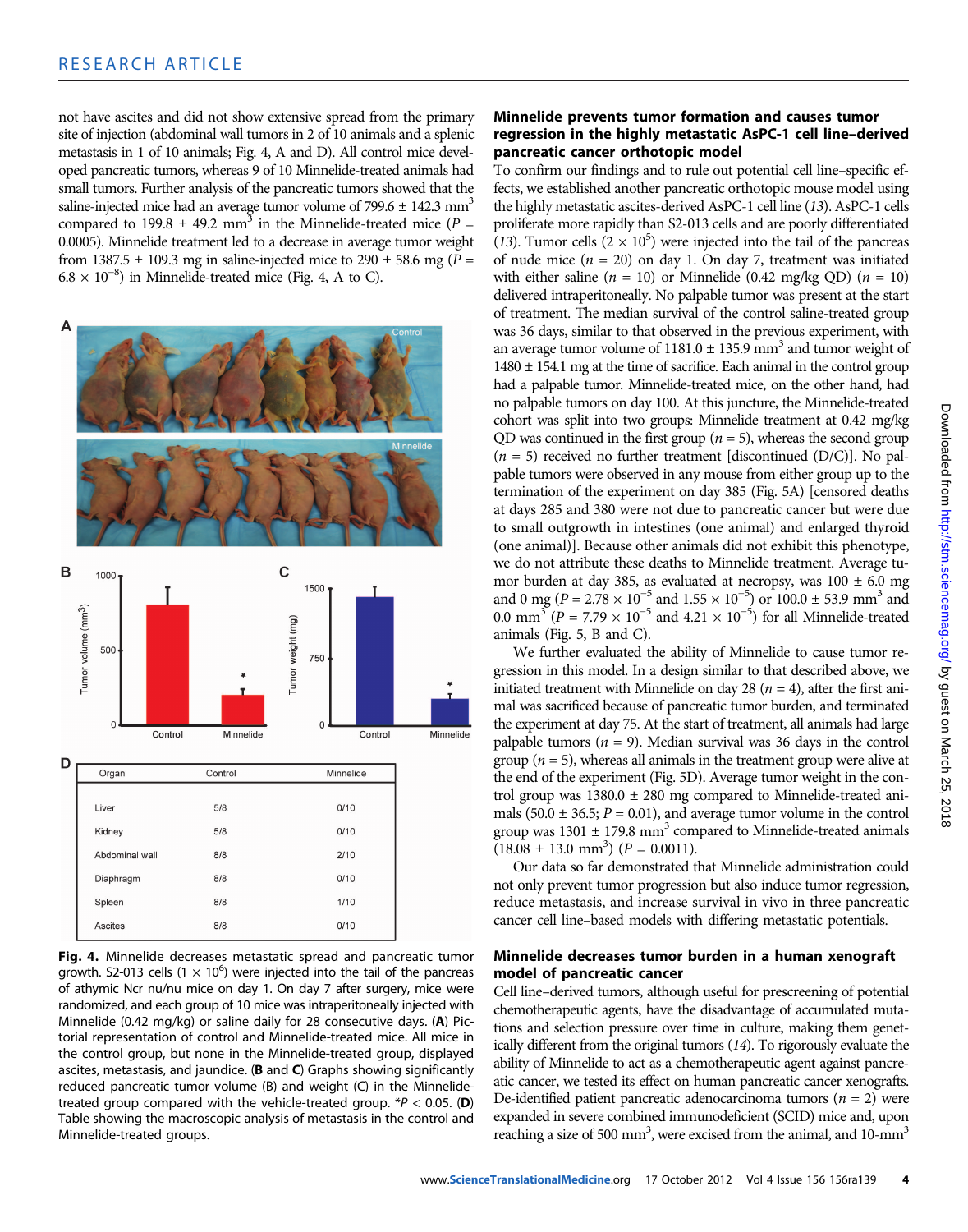not have ascites and did not show extensive spread from the primary site of injection (abdominal wall tumors in 2 of 10 animals and a splenic metastasis in 1 of 10 animals; Fig. 4, A and D). All control mice developed pancreatic tumors, whereas 9 of 10 Minnelide-treated animals had small tumors. Further analysis of the pancreatic tumors showed that the saline-injected mice had an average tumor volume of 799.6 ± 142.3 $mm^3$ compared to 199.8 ± 49.2 $mm^3$ in the Minnelide-treated mice ($P$ = 0.0005). Minnelide treatment led to a decrease in average tumor weight from 1387.5 ± 109.3 mg in saline-injected mice to 290 ± 58.6 mg ($P$ = $6.8 \times 10^{-8}$) in Minnelide-treated mice (Fig. 4, A to C).

| Organ | Control | Minnelide |
|---|---|---|
| Liver | 5/8 | 0/10 |
| Kidney | 5/8 | 0/10 |
| Abdominal wall | 8/8 | 2/10 |
| Diaphragm | 8/8 | 0/10 |
| Spleen | 8/8 | 1/10 |
| Ascites | 8/8 | 0/10 |

**Fig. 4.** Minnelide decreases metastatic spread and pancreatic tumor growth. S2-013 cells ($1 \times 10^6$) were injected into the tail of the pancreas of athymic Ncr nu/nu mice on day 1. On day 7 after surgery, mice were randomized, and each group of 10 mice was intraperitoneally injected with Minnelide (0.42 mg/kg) or saline daily for 28 consecutive days. (**A**) Pictorial representation of control and Minnelide-treated mice. All mice in the control group, but none in the Minnelide-treated group, displayed ascites, metastasis, and jaundice. (**B** and **C**) Graphs showing significantly reduced pancreatic tumor volume (B) and weight (C) in the Minnelide-treated group compared with the vehicle-treated group. *$P$ < 0.05. (**D**) Table showing the macroscopic analysis of metastasis in the control and Minnelide-treated groups.

### Minnelide prevents tumor formation and causes tumor regression in the highly metastatic AsPC-1 cell line–derived pancreatic cancer orthotopic model

To confirm our findings and to rule out potential cell line–specific effects, we established another pancreatic orthotopic mouse model using the highly metastatic ascites-derived AsPC-1 cell line (13). AsPC-1 cells proliferate more rapidly than S2-013 cells and are poorly differentiated (13). Tumor cells ($2 \times 10^5$) were injected into the tail of the pancreas of nude mice ($n$ = 20) on day 1. On day 7, treatment was initiated with either saline ($n$ = 10) or Minnelide (0.42 mg/kg QD) ($n$ = 10) delivered intraperitoneally. No palpable tumor was present at the start of treatment. The median survival of the control saline-treated group was 36 days, similar to that observed in the previous experiment, with an average tumor volume of 1181.0 ± 135.9 $mm^3$ and tumor weight of 1480 ± 154.1 mg at the time of sacrifice. Each animal in the control group had a palpable tumor. Minnelide-treated mice, on the other hand, had no palpable tumors on day 100. At this juncture, the Minnelide-treated cohort was split into two groups: Minnelide treatment at 0.42 mg/kg QD was continued in the first group ($n$ = 5), whereas the second group ($n$ = 5) received no further treatment [discontinued (D/C)]. No palpable tumors were observed in any mouse from either group up to the termination of the experiment on day 385 (Fig. 5A) [censored deaths at days 285 and 380 were not due to pancreatic cancer but were due to small outgrowth in intestines (one animal) and enlarged thyroid (one animal)]. Because other animals did not exhibit this phenotype, we do not attribute these deaths to Minnelide treatment. Average tumor burden at day 385, as evaluated at necropsy, was 100 ± 6.0 mg and 0 mg ($P = 2.78 \times 10^{-5}$ and $1.55 \times 10^{-5}$) or 100.0 ± 53.9 $mm^3$ and 0.0 $mm^3$ ($P = 7.79 \times 10^{-5}$ and $4.21 \times 10^{-5}$) for all Minnelide-treated animals (Fig. 5, B and C).

We further evaluated the ability of Minnelide to cause tumor regression in this model. In a design similar to that described above, we initiated treatment with Minnelide on day 28 ($n$ = 4), after the first animal was sacrificed because of pancreatic tumor burden, and terminated the experiment at day 75. At the start of treatment, all animals had large palpable tumors ($n$ = 9). Median survival was 36 days in the control group ($n$ = 5), whereas all animals in the treatment group were alive at the end of the experiment (Fig. 5D). Average tumor weight in the control group was 1380.0 ± 280 mg compared to Minnelide-treated animals (50.0 ± 36.5; $P$ = 0.01), and average tumor volume in the control group was 1301 ± 179.8 $mm^3$ compared to Minnelide-treated animals (18.08 ± 13.0 $mm^3$) ($P$ = 0.0011).

Our data so far demonstrated that Minnelide administration could not only prevent tumor progression but also induce tumor regression, reduce metastasis, and increase survival in vivo in three pancreatic cancer cell line–based models with differing metastatic potentials.

### Minnelide decreases tumor burden in a human xenograft model of pancreatic cancer

Cell line–derived tumors, although useful for prescreening of potential chemotherapeutic agents, have the disadvantage of accumulated mutations and selection pressure over time in culture, making them genetically different from the original tumors (14). To rigorously evaluate the ability of Minnelide to act as a chemotherapeutic agent against pancreatic cancer, we tested its effect on human pancreatic cancer xenografts. De-identified patient pancreatic adenocarcinoma tumors ($n$ = 2) were expanded in severe combined immunodeficient (SCID) mice and, upon reaching a size of 500 $mm^3$, were excised from the animal, and 10-$mm^3$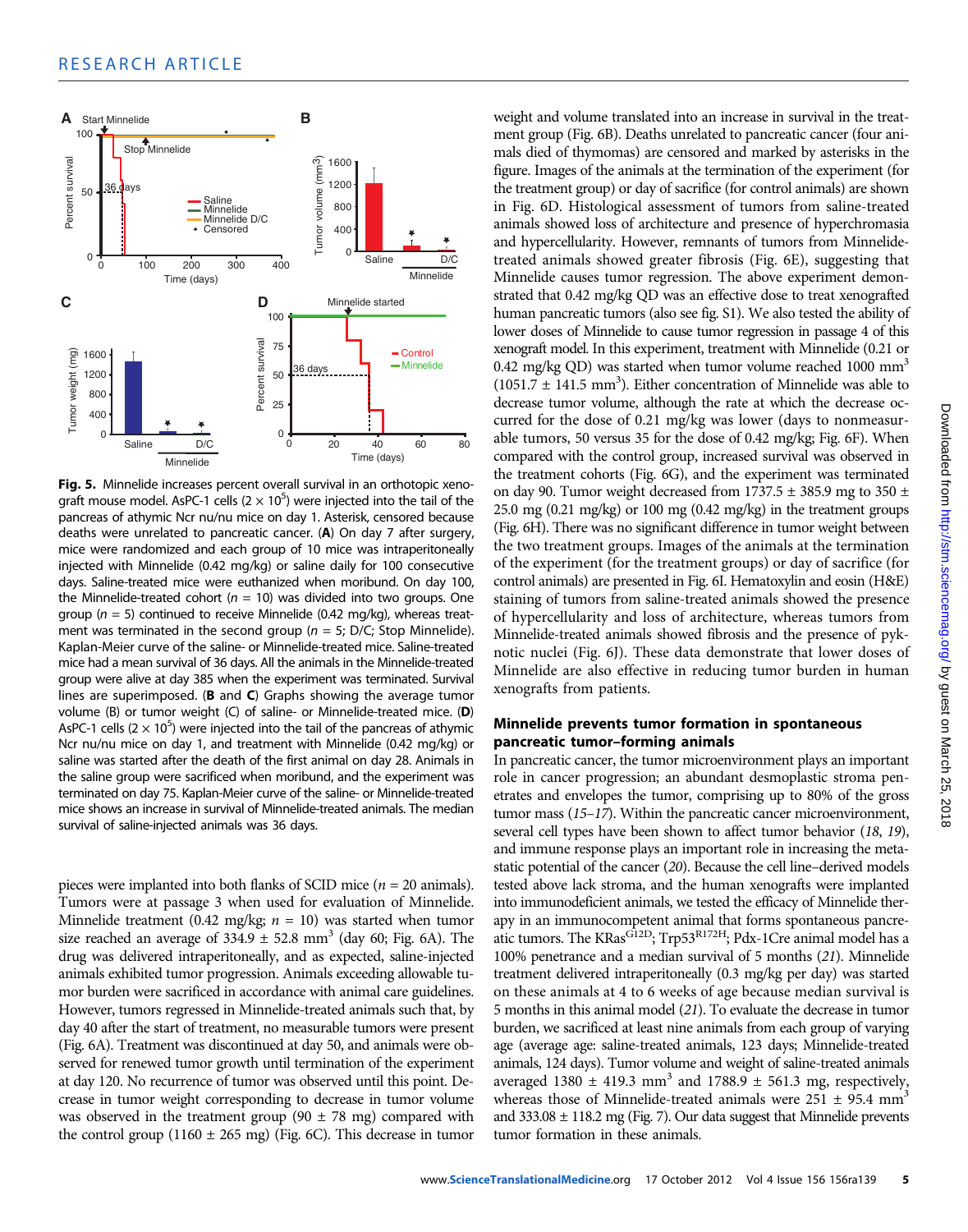**Fig. 5.** Minnelide increases percent overall survival in an orthotopic xenograft mouse model. AsPC-1 cells ($2 \times 10^5$) were injected into the tail of the pancreas of athymic Ncr nu/nu mice on day 1. Asterisk, censored because deaths were unrelated to pancreatic cancer. (**A**) On day 7 after surgery, mice were randomized and each group of 10 mice was intraperitoneally injected with Minnelide (0.42 mg/kg) or saline daily for 100 consecutive days. Saline-treated mice were euthanized when moribund. On day 100, the Minnelide-treated cohort ($n$ = 10) was divided into two groups. One group ($n$ = 5) continued to receive Minnelide (0.42 mg/kg), whereas treatment was terminated in the second group ($n$ = 5; D/C; Stop Minnelide). Kaplan-Meier curve of the saline- or Minnelide-treated mice. Saline-treated mice had a mean survival of 36 days. All the animals in the Minnelide-treated group were alive at day 385 when the experiment was terminated. Survival lines are superimposed. (**B** and **C**) Graphs showing the average tumor volume (B) or tumor weight (C) of saline- or Minnelide-treated mice. (**D**) AsPC-1 cells ($2 \times 10^5$) were injected into the tail of the pancreas of athymic Ncr nu/nu mice on day 1, and treatment with Minnelide (0.42 mg/kg) or saline was started after the death of the first animal on day 28. Animals in the saline group were sacrificed when moribund, and the experiment was terminated on day 75. Kaplan-Meier curve of the saline- or Minnelide-treated mice shows an increase in survival of Minnelide-treated animals. The median survival of saline-injected animals was 36 days.

pieces were implanted into both flanks of SCID mice ($n$ = 20 animals). Tumors were at passage 3 when used for evaluation of Minnelide. Minnelide treatment (0.42 mg/kg; $n$ = 10) was started when tumor size reached an average of 334.9 ± 52.8 mm$^3$ (day 60; Fig. 6A). The drug was delivered intraperitoneally, and as expected, saline-injected animals exhibited tumor progression. Animals exceeding allowable tumor burden were sacrificed in accordance with animal care guidelines. However, tumors regressed in Minnelide-treated animals such that, by day 40 after the start of treatment, no measurable tumors were present (Fig. 6A). Treatment was discontinued at day 50, and animals were observed for renewed tumor growth until termination of the experiment at day 120. No recurrence of tumor was observed until this point. Decrease in tumor weight corresponding to decrease in tumor volume was observed in the treatment group (90 ± 78 mg) compared with the control group (1160 ± 265 mg) (Fig. 6C). This decrease in tumor weight and volume translated into an increase in survival in the treatment group (Fig. 6B). Deaths unrelated to pancreatic cancer (four animals died of thymomas) are censored and marked by asterisks in the figure. Images of the animals at the termination of the experiment (for the treatment group) or day of sacrifice (for control animals) are shown in Fig. 6D. Histological assessment of tumors from saline-treated animals showed loss of architecture and presence of hyperchromasia and hypercellularity. However, remnants of tumors from Minnelide-treated animals showed greater fibrosis (Fig. 6E), suggesting that Minnelide causes tumor regression. The above experiment demonstrated that 0.42 mg/kg QD was an effective dose to treat xenografted human pancreatic tumors (also see fig. S1). We also tested the ability of lower doses of Minnelide to cause tumor regression in passage 4 of this xenograft model. In this experiment, treatment with Minnelide (0.21 or 0.42 mg/kg QD) was started when tumor volume reached 1000 mm$^3$ (1051.7 ± 141.5 mm$^3$). Either concentration of Minnelide was able to decrease tumor volume, although the rate at which the decrease occurred for the dose of 0.21 mg/kg was lower (days to nonmeasurable tumors, 50 versus 35 for the dose of 0.42 mg/kg; Fig. 6F). When compared with the control group, increased survival was observed in the treatment cohorts (Fig. 6G), and the experiment was terminated on day 90. Tumor weight decreased from 1737.5 ± 385.9 mg to 350 ± 25.0 mg (0.21 mg/kg) or 100 mg (0.42 mg/kg) in the treatment groups (Fig. 6H). There was no significant difference in tumor weight between the two treatment groups. Images of the animals at the termination of the experiment (for the treatment groups) or day of sacrifice (for control animals) are presented in Fig. 6I. Hematoxylin and eosin (H&E) staining of tumors from saline-treated animals showed the presence of hypercellularity and loss of architecture, whereas tumors from Minnelide-treated animals showed fibrosis and the presence of pyknotic nuclei (Fig. 6J). These data demonstrate that lower doses of Minnelide are also effective in reducing tumor burden in human xenografts from patients.

### Minnelide prevents tumor formation in spontaneous pancreatic tumor–forming animals

In pancreatic cancer, the tumor microenvironment plays an important role in cancer progression; an abundant desmoplastic stroma penetrates and envelopes the tumor, comprising up to 80% of the gross tumor mass (15–17). Within the pancreatic cancer microenvironment, several cell types have been shown to affect tumor behavior (18, 19), and immune response plays an important role in increasing the metastatic potential of the cancer (20). Because the cell line–derived models tested above lack stroma, and the human xenografts were implanted into immunodeficient animals, we tested the efficacy of Minnelide therapy in an immunocompetent animal that forms spontaneous pancreatic tumors. The KRas$^{G12D}$; Trp53$^{R172H}$; Pdx-1Cre animal model has a 100% penetrance and a median survival of 5 months (21). Minnelide treatment delivered intraperitoneally (0.3 mg/kg per day) was started on these animals at 4 to 6 weeks of age because median survival is 5 months in this animal model (21). To evaluate the decrease in tumor burden, we sacrificed at least nine animals from each group of varying age (average age: saline-treated animals, 123 days; Minnelide-treated animals, 124 days). Tumor volume and weight of saline-treated animals averaged 1380 ± 419.3 mm$^3$ and 1788.9 ± 561.3 mg, respectively, whereas those of Minnelide-treated animals were 251 ± 95.4 mm$^3$ and 333.08 ± 118.2 mg (Fig. 7). Our data suggest that Minnelide prevents tumor formation in these animals.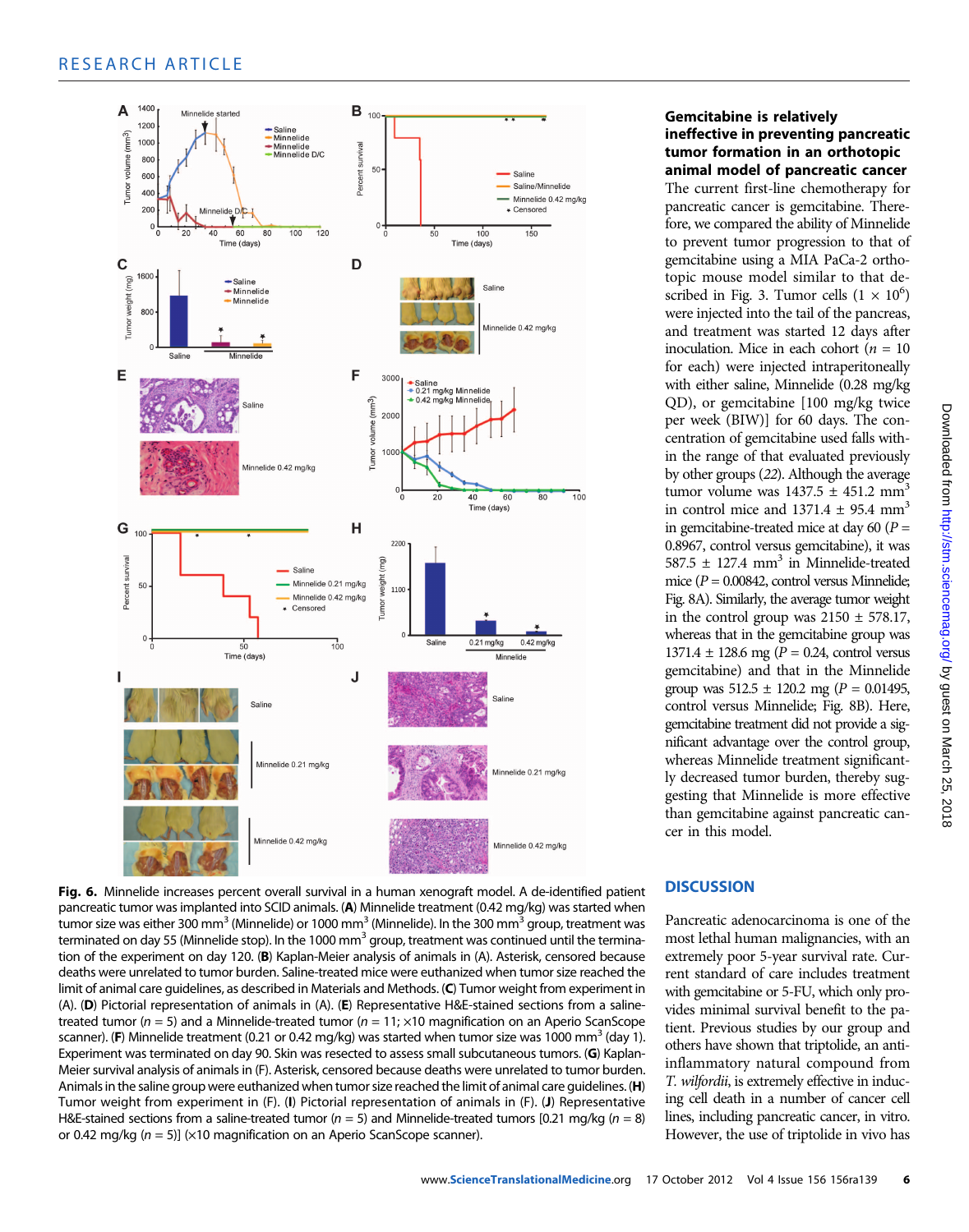**Fig. 6.** Minnelide increases percent overall survival in a human xenograft model. A de-identified patient pancreatic tumor was implanted into SCID animals. (**A**) Minnelide treatment (0.42 mg/kg) was started when tumor size was either 300 mm$^3$ (Minnelide) or 1000 mm$^3$ (Minnelide). In the 300 mm$^3$ group, treatment was terminated on day 55 (Minnelide stop). In the 1000 mm$^3$ group, treatment was continued until the termination of the experiment on day 120. (**B**) Kaplan-Meier analysis of animals in (A). Asterisk, censored because deaths were unrelated to tumor burden. Saline-treated mice were euthanized when tumor size reached the limit of animal care guidelines, as described in Materials and Methods. (**C**) Tumor weight from experiment in (A). (**D**) Pictorial representation of animals in (A). (**E**) Representative H&E-stained sections from a saline-treated tumor ($n$ = 5) and a Minnelide-treated tumor ($n$ = 11; ×10 magnification on an Aperio ScanScope scanner). (**F**) Minnelide treatment (0.21 or 0.42 mg/kg) was started when tumor size was 1000 mm$^3$ (day 1). Experiment was terminated on day 90. Skin was resected to assess small subcutaneous tumors. (**G**) Kaplan-Meier survival analysis of animals in (F). Asterisk, censored because deaths were unrelated to tumor burden. Animals in the saline group were euthanized when tumor size reached the limit of animal care guidelines. (**H**) Tumor weight from experiment in (F). (**I**) Pictorial representation of animals in (F). (**J**) Representative H&E-stained sections from a saline-treated tumor ($n$ = 5) and Minnelide-treated tumors [0.21 mg/kg ($n$ = 8) or 0.42 mg/kg ($n$ = 5)] (×10 magnification on an Aperio ScanScope scanner).

### Gemcitabine is relatively ineffective in preventing pancreatic tumor formation in an orthotopic animal model of pancreatic cancer

The current first-line chemotherapy for pancreatic cancer is gemcitabine. Therefore, we compared the ability of Minnelide to prevent tumor progression to that of gemcitabine using a MIA PaCa-2 orthotopic mouse model similar to that described in Fig. 3. Tumor cells (1 × 10$^6$) were injected into the tail of the pancreas, and treatment was started 12 days after inoculation. Mice in each cohort ($n$ = 10 for each) were injected intraperitoneally with either saline, Minnelide (0.28 mg/kg QD), or gemcitabine [100 mg/kg twice per week (BIW)] for 60 days. The concentration of gemcitabine used falls within the range of that evaluated previously by other groups (*22*). Although the average tumor volume was 1437.5 ± 451.2 mm$^3$ in control mice and 1371.4 ± 95.4 mm$^3$ in gemcitabine-treated mice at day 60 ($P$ = 0.8967, control versus gemcitabine), it was 587.5 ± 127.4 mm$^3$ in Minnelide-treated mice ($P$ = 0.00842, control versus Minnelide; Fig. 8A). Similarly, the average tumor weight in the control group was 2150 ± 578.17, whereas that in the gemcitabine group was 1371.4 ± 128.6 mg ($P$ = 0.24, control versus gemcitabine) and that in the Minnelide group was 512.5 ± 120.2 mg ($P$ = 0.01495, control versus Minnelide; Fig. 8B). Here, gemcitabine treatment did not provide a significant advantage over the control group, whereas Minnelide treatment significantly decreased tumor burden, thereby suggesting that Minnelide is more effective than gemcitabine against pancreatic cancer in this model.

## DISCUSSION

Pancreatic adenocarcinoma is one of the most lethal human malignancies, with an extremely poor 5-year survival rate. Current standard of care includes treatment with gemcitabine or 5-FU, which only provides minimal survival benefit to the patient. Previous studies by our group and others have shown that triptolide, an anti-inflammatory natural compound from *T. wilfordii*, is extremely effective in inducing cell death in a number of cancer cell lines, including pancreatic cancer, in vitro. However, the use of triptolide in vivo has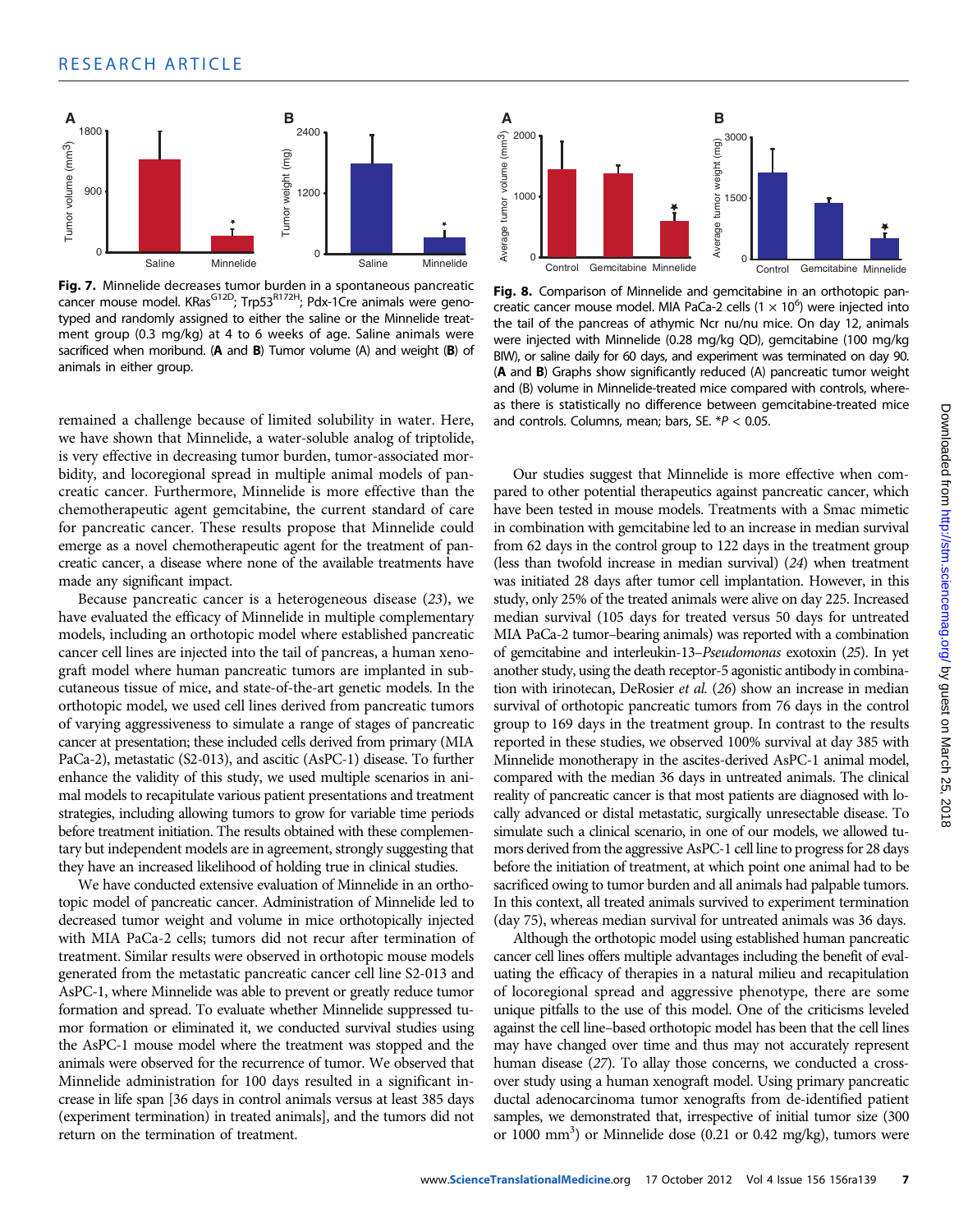A
1800
900
0
Tumor volume (mm3)
Saline
Minnelide
*

B
2400
1200
0
Tumor weight (mg)
Saline
Minnelide
*

**Fig. 7.** Minnelide decreases tumor burden in a spontaneous pancreatic cancer mouse model. $KRas^{G12D}$; $Trp53^{R172H}$; Pdx-1Cre animals were genotyped and randomly assigned to either the saline or the Minnelide treatment group (0.3 mg/kg) at 4 to 6 weeks of age. Saline animals were sacrificed when moribund. (**A** and **B**) Tumor volume (A) and weight (B) of animals in either group.

A
2000
1000
0
Average tumor volume (mm3)
Control
Gemcitabine
Minnelide
*

B
3000
1500
0
Average tumor weight (mg)
Control
Gemcitabine
Minnelide
*

**Fig. 8.** Comparison of Minnelide and gemcitabine in an orthotopic pancreatic cancer mouse model. MIA PaCa-2 cells ($1 \times 10^6$) were injected into the tail of the pancreas of athymic Ncr nu/nu mice. On day 12, animals were injected with Minnelide (0.28 mg/kg QD), gemcitabine (100 mg/kg BIW), or saline daily for 60 days, and experiment was terminated on day 90. (**A** and **B**) Graphs show significantly reduced (A) pancreatic tumor weight and (B) volume in Minnelide-treated mice compared with controls, whereas there is statistically no difference between gemcitabine-treated mice and controls. Columns, mean; bars, SE. *$P < 0.05$.

remained a challenge because of limited solubility in water. Here, we have shown that Minnelide, a water-soluble analog of triptolide, is very effective in decreasing tumor burden, tumor-associated morbidity, and locoregional spread in multiple animal models of pancreatic cancer. Furthermore, Minnelide is more effective than the chemotherapeutic agent gemcitabine, the current standard of care for pancreatic cancer. These results propose that Minnelide could emerge as a novel chemotherapeutic agent for the treatment of pancreatic cancer, a disease where none of the available treatments have made any significant impact.

Because pancreatic cancer is a heterogeneous disease (*23*), we have evaluated the efficacy of Minnelide in multiple complementary models, including an orthotopic model where established pancreatic cancer cell lines are injected into the tail of pancreas, a human xenograft model where human pancreatic tumors are implanted in subcutaneous tissue of mice, and state-of-the-art genetic models. In the orthotopic model, we used cell lines derived from pancreatic tumors of varying aggressiveness to simulate a range of stages of pancreatic cancer at presentation; these included cells derived from primary (MIA PaCa-2), metastatic (S2-013), and ascitic (AsPC-1) disease. To further enhance the validity of this study, we used multiple scenarios in animal models to recapitulate various patient presentations and treatment strategies, including allowing tumors to grow for variable time periods before treatment initiation. The results obtained with these complementary but independent models are in agreement, strongly suggesting that they have an increased likelihood of holding true in clinical studies.

We have conducted extensive evaluation of Minnelide in an orthotopic model of pancreatic cancer. Administration of Minnelide led to decreased tumor weight and volume in mice orthotopically injected with MIA PaCa-2 cells; tumors did not recur after termination of treatment. Similar results were observed in orthotopic mouse models generated from the metastatic pancreatic cancer cell line S2-013 and AsPC-1, where Minnelide was able to prevent or greatly reduce tumor formation and spread. To evaluate whether Minnelide suppressed tumor formation or eliminated it, we conducted survival studies using the AsPC-1 mouse model where the treatment was stopped and the animals were observed for the recurrence of tumor. We observed that Minnelide administration for 100 days resulted in a significant increase in life span [36 days in control animals versus at least 385 days (experiment termination) in treated animals], and the tumors did not return on the termination of treatment.

Our studies suggest that Minnelide is more effective when compared to other potential therapeutics against pancreatic cancer, which have been tested in mouse models. Treatments with a Smac mimetic in combination with gemcitabine led to an increase in median survival from 62 days in the control group to 122 days in the treatment group (less than twofold increase in median survival) (*24*) when treatment was initiated 28 days after tumor cell implantation. However, in this study, only 25% of the treated animals were alive on day 225. Increased median survival (105 days for treated versus 50 days for untreated MIA PaCa-2 tumor–bearing animals) was reported with a combination of gemcitabine and interleukin-13–*Pseudomonas* exotoxin (*25*). In yet another study, using the death receptor-5 agonistic antibody in combination with irinotecan, DeRosier *et al.* (*26*) show an increase in median survival of orthotopic pancreatic tumors from 76 days in the control group to 169 days in the treatment group. In contrast to the results reported in these studies, we observed 100% survival at day 385 with Minnelide monotherapy in the ascites-derived AsPC-1 animal model, compared with the median 36 days in untreated animals. The clinical reality of pancreatic cancer is that most patients are diagnosed with locally advanced or distal metastatic, surgically unresectable disease. To simulate such a clinical scenario, in one of our models, we allowed tumors derived from the aggressive AsPC-1 cell line to progress for 28 days before the initiation of treatment, at which point one animal had to be sacrificed owing to tumor burden and all animals had palpable tumors. In this context, all treated animals survived to experiment termination (day 75), whereas median survival for untreated animals was 36 days.

Although the orthotopic model using established human pancreatic cancer cell lines offers multiple advantages including the benefit of evaluating the efficacy of therapies in a natural milieu and recapitulation of locoregional spread and aggressive phenotype, there are some unique pitfalls to the use of this model. One of the criticisms leveled against the cell line–based orthotopic model has been that the cell lines may have changed over time and thus may not accurately represent human disease (*27*). To allay those concerns, we conducted a crossover study using a human xenograft model. Using primary pancreatic ductal adenocarcinoma tumor xenografts from de-identified patient samples, we demonstrated that, irrespective of initial tumor size (300 or 1000 $mm^3$) or Minnelide dose (0.21 or 0.42 mg/kg), tumors were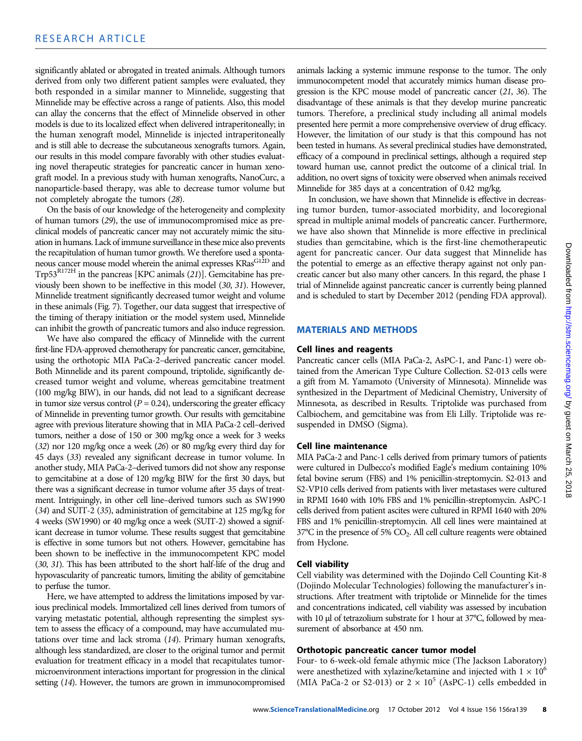significantly ablated or abrogated in treated animals. Although tumors derived from only two different patient samples were evaluated, they both responded in a similar manner to Minnelide, suggesting that Minnelide may be effective across a range of patients. Also, this model can allay the concerns that the effect of Minnelide observed in other models is due to its localized effect when delivered intraperitoneally; in the human xenograft model, Minnelide is injected intraperitoneally and is still able to decrease the subcutaneous xenografts tumors. Again, our results in this model compare favorably with other studies evaluating novel therapeutic strategies for pancreatic cancer in human xenograft model. In a previous study with human xenografts, NanoCurc, a nanoparticle-based therapy, was able to decrease tumor volume but not completely abrogate the tumors (28).

On the basis of our knowledge of the heterogeneity and complexity of human tumors (29), the use of immunocompromised mice as preclinical models of pancreatic cancer may not accurately mimic the situation in humans. Lack of immune surveillance in these mice also prevents the recapitulation of human tumor growth. We therefore used a spontaneous cancer mouse model wherein the animal expresses $KRas^{G12D}$ and $Trp53^{R172H}$ in the pancreas [KPC animals (21)]. Gemcitabine has previously been shown to be ineffective in this model (30, 31). However, Minnelide treatment significantly decreased tumor weight and volume in these animals (Fig. 7). Together, our data suggest that irrespective of the timing of therapy initiation or the model system used, Minnelide can inhibit the growth of pancreatic tumors and also induce regression.

We have also compared the efficacy of Minnelide with the current first-line FDA-approved chemotherapy for pancreatic cancer, gemcitabine, using the orthotopic MIA PaCa-2–derived pancreatic cancer model. Both Minnelide and its parent compound, triptolide, significantly decreased tumor weight and volume, whereas gemcitabine treatment (100 mg/kg BIW), in our hands, did not lead to a significant decrease in tumor size versus control ($P = 0.24$), underscoring the greater efficacy of Minnelide in preventing tumor growth. Our results with gemcitabine agree with previous literature showing that in MIA PaCa-2 cell–derived tumors, neither a dose of 150 or 300 mg/kg once a week for 3 weeks (32) nor 120 mg/kg once a week (26) or 80 mg/kg every third day for 45 days (33) revealed any significant decrease in tumor volume. In another study, MIA PaCa-2–derived tumors did not show any response to gemcitabine at a dose of 120 mg/kg BIW for the first 30 days, but there was a significant decrease in tumor volume after 35 days of treatment. Intriguingly, in other cell line–derived tumors such as SW1990 (34) and SUIT-2 (35), administration of gemcitabine at 125 mg/kg for 4 weeks (SW1990) or 40 mg/kg once a week (SUIT-2) showed a significant decrease in tumor volume. These results suggest that gemcitabine is effective in some tumors but not others. However, gemcitabine has been shown to be ineffective in the immunocompetent KPC model (30, 31). This has been attributed to the short half-life of the drug and hypovascularity of pancreatic tumors, limiting the ability of gemcitabine to perfuse the tumor.

Here, we have attempted to address the limitations imposed by various preclinical models. Immortalized cell lines derived from tumors of varying metastatic potential, although representing the simplest system to assess the efficacy of a compound, may have accumulated mutations over time and lack stroma (14). Primary human xenografts, although less standardized, are closer to the original tumor and permit evaluation for treatment efficacy in a model that recapitulates tumor-microenvironment interactions important for progression in the clinical setting (14). However, the tumors are grown in immunocompromised animals lacking a systemic immune response to the tumor. The only immunocompetent model that accurately mimics human disease progression is the KPC mouse model of pancreatic cancer (21, 36). The disadvantage of these animals is that they develop murine pancreatic tumors. Therefore, a preclinical study including all animal models presented here permit a more comprehensive overview of drug efficacy. However, the limitation of our study is that this compound has not been tested in humans. As several preclinical studies have demonstrated, efficacy of a compound in preclinical settings, although a required step toward human use, cannot predict the outcome of a clinical trial. In addition, no overt signs of toxicity were observed when animals received Minnelide for 385 days at a concentration of 0.42 mg/kg.

In conclusion, we have shown that Minnelide is effective in decreasing tumor burden, tumor-associated morbidity, and locoregional spread in multiple animal models of pancreatic cancer. Furthermore, we have also shown that Minnelide is more effective in preclinical studies than gemcitabine, which is the first-line chemotherapeutic agent for pancreatic cancer. Our data suggest that Minnelide has the potential to emerge as an effective therapy against not only pancreatic cancer but also many other cancers. In this regard, the phase 1 trial of Minnelide against pancreatic cancer is currently being planned and is scheduled to start by December 2012 (pending FDA approval).

## MATERIALS AND METHODS

### Cell lines and reagents

Pancreatic cancer cells (MIA PaCa-2, AsPC-1, and Panc-1) were obtained from the American Type Culture Collection. S2-013 cells were a gift from M. Yamamoto (University of Minnesota). Minnelide was synthesized in the Department of Medicinal Chemistry, University of Minnesota, as described in Results. Triptolide was purchased from Calbiochem, and gemcitabine was from Eli Lilly. Triptolide was resuspended in DMSO (Sigma).

### Cell line maintenance

MIA PaCa-2 and Panc-1 cells derived from primary tumors of patients were cultured in Dulbecco's modified Eagle's medium containing 10% fetal bovine serum (FBS) and 1% penicillin-streptomycin. S2-013 and S2-VP10 cells derived from patients with liver metastases were cultured in RPMI 1640 with 10% FBS and 1% penicillin-streptomycin. AsPC-1 cells derived from patient ascites were cultured in RPMI 1640 with 20% FBS and 1% penicillin-streptomycin. All cell lines were maintained at 37°C in the presence of 5% $CO_2$. All cell culture reagents were obtained from Hyclone.

### Cell viability

Cell viability was determined with the Dojindo Cell Counting Kit-8 (Dojindo Molecular Technologies) following the manufacturer's instructions. After treatment with triptolide or Minnelide for the times and concentrations indicated, cell viability was assessed by incubation with 10 µl of tetrazolium substrate for 1 hour at 37°C, followed by measurement of absorbance at 450 nm.

### Orthotopic pancreatic cancer tumor model

Four- to 6-week-old female athymic mice (The Jackson Laboratory) were anesthetized with xylazine/ketamine and injected with $1 \times 10^6$ (MIA PaCa-2 or S2-013) or $2 \times 10^5$ (AsPC-1) cells embedded in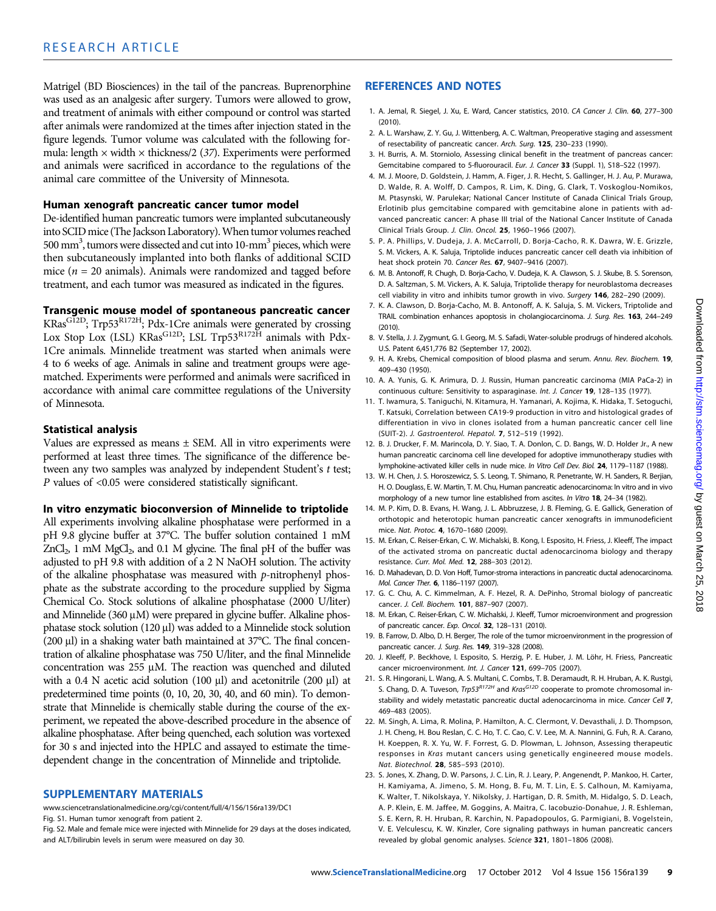Matrigel (BD Biosciences) in the tail of the pancreas. Buprenorphine was used as an analgesic after surgery. Tumors were allowed to grow, and treatment of animals with either compound or control was started after animals were randomized at the times after injection stated in the figure legends. Tumor volume was calculated with the following formula: length × width × thickness/2 (*37*). Experiments were performed and animals were sacrificed in accordance to the regulations of the animal care committee of the University of Minnesota.

### Human xenograft pancreatic cancer tumor model

De-identified human pancreatic tumors were implanted subcutaneously into SCID mice (The Jackson Laboratory). When tumor volumes reached 500 $mm^3$, tumors were dissected and cut into 10-$mm^3$ pieces, which were then subcutaneously implanted into both flanks of additional SCID mice ($n$ = 20 animals). Animals were randomized and tagged before treatment, and each tumor was measured as indicated in the figures.

### Transgenic mouse model of spontaneous pancreatic cancer

$KRas^{G12D}$; $Trp53^{R172H}$; Pdx-1Cre animals were generated by crossing Lox Stop Lox (LSL) $KRas^{G12D}$; LSL $Trp53^{R172H}$ animals with Pdx-1Cre animals. Minnelide treatment was started when animals were 4 to 6 weeks of age. Animals in saline and treatment groups were age-matched. Experiments were performed and animals were sacrificed in accordance with animal care committee regulations of the University of Minnesota.

### Statistical analysis

Values are expressed as means ± SEM. All in vitro experiments were performed at least three times. The significance of the difference between any two samples was analyzed by independent Student's $t$ test; $P$ values of <0.05 were considered statistically significant.

### In vitro enzymatic bioconversion of Minnelide to triptolide

All experiments involving alkaline phosphatase were performed in a pH 9.8 glycine buffer at 37°C. The buffer solution contained 1 mM $ZnCl_2$, 1 mM $MgCl_2$, and 0.1 M glycine. The final pH of the buffer was adjusted to pH 9.8 with addition of a 2 N NaOH solution. The activity of the alkaline phosphatase was measured with $p$-nitrophenyl phosphate as the substrate according to the procedure supplied by Sigma Chemical Co. Stock solutions of alkaline phosphatase (2000 U/liter) and Minnelide (360 μM) were prepared in glycine buffer. Alkaline phosphatase stock solution (120 μl) was added to a Minnelide stock solution (200 μl) in a shaking water bath maintained at 37°C. The final concentration of alkaline phosphatase was 750 U/liter, and the final Minnelide concentration was 255 μM. The reaction was quenched and diluted with a 0.4 N acetic acid solution (100 μl) and acetonitrile (200 μl) at predetermined time points (0, 10, 20, 30, 40, and 60 min). To demonstrate that Minnelide is chemically stable during the course of the experiment, we repeated the above-described procedure in the absence of alkaline phosphatase. After being quenched, each solution was vortexed for 30 s and injected into the HPLC and assayed to estimate the time-dependent change in the concentration of Minnelide and triptolide.

## SUPPLEMENTARY MATERIALS

www.sciencetranslationalmedicine.org/cgi/content/full/4/156/156ra139/DC1

Fig. S1. Human tumor xenograft from patient 2.

Fig. S2. Male and female mice were injected with Minnelide for 29 days at the doses indicated, and ALT/bilirubin levels in serum were measured on day 30.

## REFERENCES AND NOTES

1. A. Jemal, R. Siegel, J. Xu, E. Ward, Cancer statistics, 2010. *CA Cancer J. Clin.* **60**, 277–300 (2010).
2. A. L. Warshaw, Z. Y. Gu, J. Wittenberg, A. C. Waltman, Preoperative staging and assessment of resectability of pancreatic cancer. *Arch. Surg.* **125**, 230–233 (1990).
3. H. Burris, A. M. Storniolo, Assessing clinical benefit in the treatment of pancreas cancer: Gemcitabine compared to 5-fluorouracil. *Eur. J. Cancer* **33** (Suppl. 1), S18–S22 (1997).
4. M. J. Moore, D. Goldstein, J. Hamm, A. Figer, J. R. Hecht, S. Gallinger, H. J. Au, P. Murawa, D. Walde, R. A. Wolff, D. Campos, R. Lim, K. Ding, G. Clark, T. Voskoglou-Nomikos, M. Ptasynski, W. Parulekar; National Cancer Institute of Canada Clinical Trials Group, Erlotinib plus gemcitabine compared with gemcitabine alone in patients with advanced pancreatic cancer: A phase III trial of the National Cancer Institute of Canada Clinical Trials Group. *J. Clin. Oncol.* **25**, 1960–1966 (2007).
5. P. A. Phillips, V. Dudeja, J. A. McCarroll, D. Borja-Cacho, R. K. Dawra, W. E. Grizzle, S. M. Vickers, A. K. Saluja, Triptolide induces pancreatic cancer cell death via inhibition of heat shock protein 70. *Cancer Res.* **67**, 9407–9416 (2007).
6. M. B. Antonoff, R. Chugh, D. Borja-Cacho, V. Dudeja, K. A. Clawson, S. J. Skube, B. S. Sorenson, D. A. Saltzman, S. M. Vickers, A. K. Saluja, Triptolide therapy for neuroblastoma decreases cell viability in vitro and inhibits tumor growth in vivo. *Surgery* **146**, 282–290 (2009).
7. K. A. Clawson, D. Borja-Cacho, M. B. Antonoff, A. K. Saluja, S. M. Vickers, Triptolide and TRAIL combination enhances apoptosis in cholangiocarcinoma. *J. Surg. Res.* **163**, 244–249 (2010).
8. V. Stella, J. J. Zygmunt, G. I. Georg, M. S. Safadi, Water-soluble prodrugs of hindered alcohols. U.S. Patent 6,451,776 B2 (September 17, 2002).
9. H. A. Krebs, Chemical composition of blood plasma and serum. *Annu. Rev. Biochem.* **19**, 409–430 (1950).
10. A. A. Yunis, G. K. Arimura, D. J. Russin, Human pancreatic carcinoma (MIA PaCa-2) in continuous culture: Sensitivity to asparaginase. *Int. J. Cancer* **19**, 128–135 (1977).
11. T. Iwamura, S. Taniguchi, N. Kitamura, H. Yamanari, A. Kojima, K. Hidaka, T. Setoguchi, T. Katsuki, Correlation between CA19-9 production in vitro and histological grades of differentiation in vivo in clones isolated from a human pancreatic cancer cell line (SUIT-2). *J. Gastroenterol. Hepatol.* **7**, 512–519 (1992).
12. B. J. Drucker, F. M. Marincola, D. Y. Siao, T. A. Donlon, C. D. Bangs, W. D. Holder Jr., A new human pancreatic carcinoma cell line developed for adoptive immunotherapy studies with lymphokine-activated killer cells in nude mice. *In Vitro Cell Dev. Biol.* **24**, 1179–1187 (1988).
13. W. H. Chen, J. S. Horoszewicz, S. S. Leong, T. Shimano, R. Penetrante, W. H. Sanders, R. Berjian, H. O. Douglass, E. W. Martin, T. M. Chu, Human pancreatic adenocarcinoma: In vitro and in vivo morphology of a new tumor line established from ascites. *In Vitro* **18**, 24–34 (1982).
14. M. P. Kim, D. B. Evans, H. Wang, J. L. Abbruzzese, J. B. Fleming, G. E. Gallick, Generation of orthotopic and heterotopic human pancreatic cancer xenografts in immunodeficient mice. *Nat. Protoc.* **4**, 1670–1680 (2009).
15. M. Erkan, C. Reiser-Erkan, C. W. Michalski, B. Kong, I. Esposito, H. Friess, J. Kleeff, The impact of the activated stroma on pancreatic ductal adenocarcinoma biology and therapy resistance. *Curr. Mol. Med.* **12**, 288–303 (2012).
16. D. Mahadevan, D. D. Von Hoff, Tumor-stroma interactions in pancreatic ductal adenocarcinoma. *Mol. Cancer Ther.* **6**, 1186–1197 (2007).
17. G. C. Chu, A. C. Kimmelman, A. F. Hezel, R. A. DePinho, Stromal biology of pancreatic cancer. *J. Cell. Biochem.* **101**, 887–907 (2007).
18. M. Erkan, C. Reiser-Erkan, C. W. Michalski, J. Kleeff, Tumor microenvironment and progression of pancreatic cancer. *Exp. Oncol.* **32**, 128–131 (2010).
19. B. Farrow, D. Albo, D. H. Berger, The role of the tumor microenvironment in the progression of pancreatic cancer. *J. Surg. Res.* **149**, 319–328 (2008).
20. J. Kleeff, P. Beckhove, I. Esposito, S. Herzig, P. E. Huber, J. M. Löhr, H. Friess, Pancreatic cancer microenvironment. *Int. J. Cancer* **121**, 699–705 (2007).
21. S. R. Hingorani, L. Wang, A. S. Multani, C. Combs, T. B. Deramaudt, R. H. Hruban, A. K. Rustgi, S. Chang, D. A. Tuveson, $Trp53^{R172H}$ and $Kras^{G12D}$ cooperate to promote chromosomal instability and widely metastatic pancreatic ductal adenocarcinoma in mice. *Cancer Cell* **7**, 469–483 (2005).
22. M. Singh, A. Lima, R. Molina, P. Hamilton, A. C. Clermont, V. Devasthali, J. D. Thompson, J. H. Cheng, H. Bou Reslan, C. C. Ho, T. C. Cao, C. V. Lee, M. A. Nannini, G. Fuh, R. A. Carano, H. Koeppen, R. X. Yu, W. F. Forrest, G. D. Plowman, L. Johnson, Assessing therapeutic responses in *Kras* mutant cancers using genetically engineered mouse models. *Nat. Biotechnol.* **28**, 585–593 (2010).
23. S. Jones, X. Zhang, D. W. Parsons, J. C. Lin, R. J. Leary, P. Angenendt, P. Mankoo, H. Carter, H. Kamiyama, A. Jimeno, S. M. Hong, B. Fu, M. T. Lin, E. S. Calhoun, M. Kamiyama, K. Walter, T. Nikolskaya, Y. Nikolsky, J. Hartigan, D. R. Smith, M. Hidalgo, S. D. Leach, A. P. Klein, E. M. Jaffee, M. Goggins, A. Maitra, C. Iacobuzio-Donahue, J. R. Eshleman, S. E. Kern, R. H. Hruban, R. Karchin, N. Papadopoulos, G. Parmigiani, B. Vogelstein, V. E. Velculescu, K. W. Kinzler, Core signaling pathways in human pancreatic cancers revealed by global genomic analyses. *Science* **321**, 1801–1806 (2008).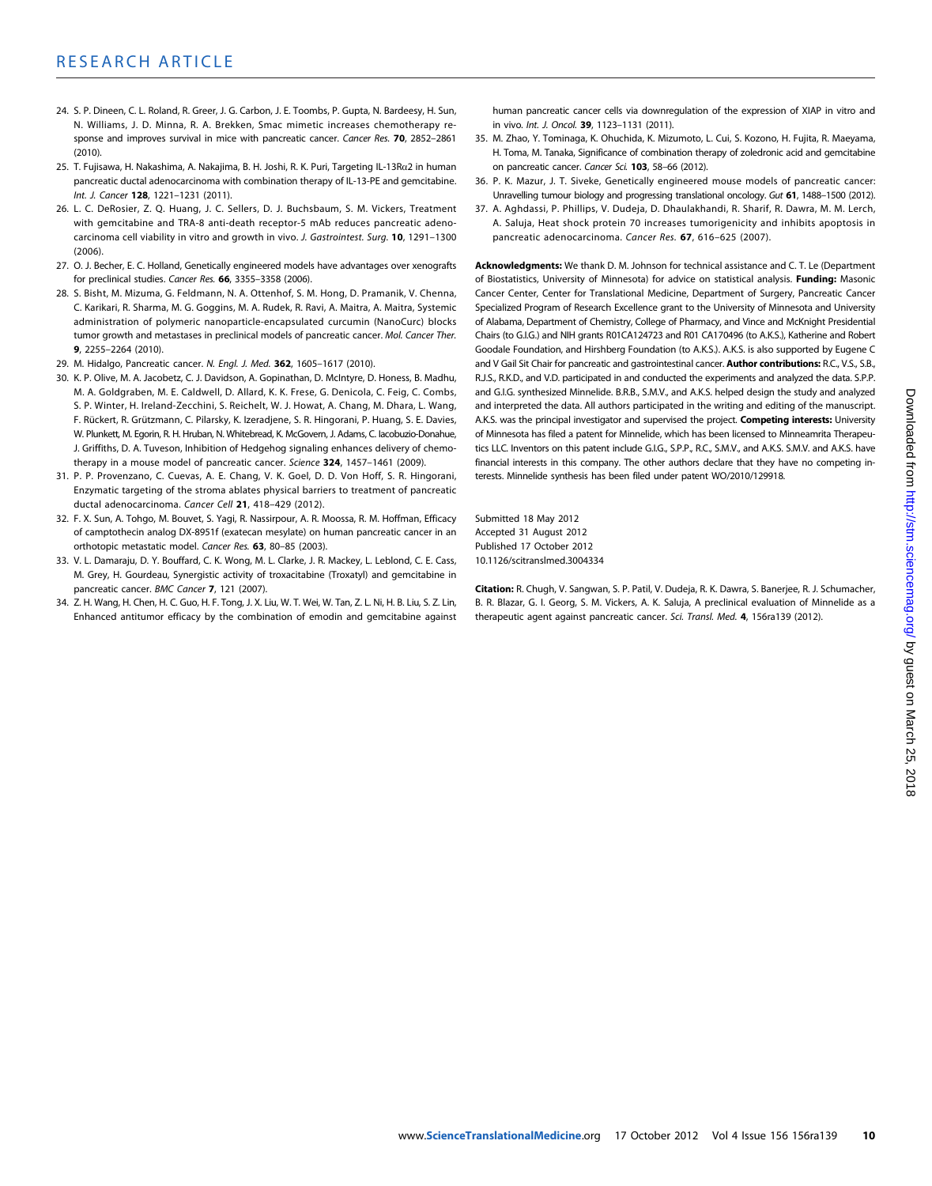24. S. P. Dineen, C. L. Roland, R. Greer, J. G. Carbon, J. E. Toombs, P. Gupta, N. Bardeesy, H. Sun, N. Williams, J. D. Minna, R. A. Brekken, Smac mimetic increases chemotherapy response and improves survival in mice with pancreatic cancer. *Cancer Res.* **70**, 2852–2861 (2010).
25. T. Fujisawa, H. Nakashima, A. Nakajima, B. H. Joshi, R. K. Puri, Targeting IL-13Rα2 in human pancreatic ductal adenocarcinoma with combination therapy of IL-13-PE and gemcitabine. *Int. J. Cancer* **128**, 1221–1231 (2011).
26. L. C. DeRosier, Z. Q. Huang, J. C. Sellers, D. J. Buchsbaum, S. M. Vickers, Treatment with gemcitabine and TRA-8 anti-death receptor-5 mAb reduces pancreatic adenocarcinoma cell viability in vitro and growth in vivo. *J. Gastrointest. Surg.* **10**, 1291–1300 (2006).
27. O. J. Becher, E. C. Holland, Genetically engineered models have advantages over xenografts for preclinical studies. *Cancer Res.* **66**, 3355–3358 (2006).
28. S. Bisht, M. Mizuma, G. Feldmann, N. A. Ottenhof, S. M. Hong, D. Pramanik, V. Chenna, C. Karikari, R. Sharma, M. G. Goggins, M. A. Rudek, R. Ravi, A. Maitra, A. Maitra, Systemic administration of polymeric nanoparticle-encapsulated curcumin (NanoCurc) blocks tumor growth and metastases in preclinical models of pancreatic cancer. *Mol. Cancer Ther.* **9**, 2255–2264 (2010).
29. M. Hidalgo, Pancreatic cancer. *N. Engl. J. Med.* **362**, 1605–1617 (2010).
30. K. P. Olive, M. A. Jacobetz, C. J. Davidson, A. Gopinathan, D. McIntyre, D. Honess, B. Madhu, M. A. Goldgraben, M. E. Caldwell, D. Allard, K. K. Frese, G. Denicola, C. Feig, C. Combs, S. P. Winter, H. Ireland-Zecchini, S. Reichelt, W. J. Howat, A. Chang, M. Dhara, L. Wang, F. Rückert, R. Grützmann, C. Pilarsky, K. Izeradjene, S. R. Hingorani, P. Huang, S. E. Davies, W. Plunkett, M. Egorin, R. H. Hruban, N. Whitebread, K. McGovern, J. Adams, C. Iacobuzio-Donahue, J. Griffiths, D. A. Tuveson, Inhibition of Hedgehog signaling enhances delivery of chemotherapy in a mouse model of pancreatic cancer. *Science* **324**, 1457–1461 (2009).
31. P. P. Provenzano, C. Cuevas, A. E. Chang, V. K. Goel, D. D. Von Hoff, S. R. Hingorani, Enzymatic targeting of the stroma ablates physical barriers to treatment of pancreatic ductal adenocarcinoma. *Cancer Cell* **21**, 418–429 (2012).
32. F. X. Sun, A. Tohgo, M. Bouvet, S. Yagi, R. Nassirpour, A. R. Moossa, R. M. Hoffman, Efficacy of camptothecin analog DX-8951f (exatecan mesylate) on human pancreatic cancer in an orthotopic metastatic model. *Cancer Res.* **63**, 80–85 (2003).
33. V. L. Damaraju, D. Y. Bouffard, C. K. Wong, M. L. Clarke, J. R. Mackey, L. Leblond, C. E. Cass, M. Grey, H. Gourdeau, Synergistic activity of troxacitabine (Troxatyl) and gemcitabine in pancreatic cancer. *BMC Cancer* **7**, 121 (2007).
34. Z. H. Wang, H. Chen, H. C. Guo, H. F. Tong, J. X. Liu, W. T. Wei, W. Tan, Z. L. Ni, H. B. Liu, S. Z. Lin, Enhanced antitumor efficacy by the combination of emodin and gemcitabine against human pancreatic cancer cells via downregulation of the expression of XIAP in vitro and in vivo. *Int. J. Oncol.* **39**, 1123–1131 (2011).
35. M. Zhao, Y. Tominaga, K. Ohuchida, K. Mizumoto, L. Cui, S. Kozono, H. Fujita, R. Maeyama, H. Toma, M. Tanaka, Significance of combination therapy of zoledronic acid and gemcitabine on pancreatic cancer. *Cancer Sci.* **103**, 58–66 (2012).
36. P. K. Mazur, J. T. Siveke, Genetically engineered mouse models of pancreatic cancer: Unravelling tumour biology and progressing translational oncology. *Gut* **61**, 1488–1500 (2012).
37. A. Aghdassi, P. Phillips, V. Dudeja, D. Dhaulakhandi, R. Sharif, R. Dawra, M. M. Lerch, A. Saluja, Heat shock protein 70 increases tumorigenicity and inhibits apoptosis in pancreatic adenocarcinoma. *Cancer Res.* **67**, 616–625 (2007).

**Acknowledgments:** We thank D. M. Johnson for technical assistance and C. T. Le (Department of Biostatistics, University of Minnesota) for advice on statistical analysis. **Funding:** Masonic Cancer Center, Center for Translational Medicine, Department of Surgery, Pancreatic Cancer Specialized Program of Research Excellence grant to the University of Minnesota and University of Alabama, Department of Chemistry, College of Pharmacy, and Vince and McKnight Presidential Chairs (to G.I.G.) and NIH grants R01CA124723 and R01 CA170496 (to A.K.S.), Katherine and Robert Goodale Foundation, and Hirshberg Foundation (to A.K.S.). A.K.S. is also supported by Eugene C and V Gail Sit Chair for pancreatic and gastrointestinal cancer. **Author contributions:** R.C., V.S., S.B., R.J.S., R.K.D., and V.D. participated in and conducted the experiments and analyzed the data. S.P.P. and G.I.G. synthesized Minnelide. B.R.B., S.M.V., and A.K.S. helped design the study and analyzed and interpreted the data. All authors participated in the writing and editing of the manuscript. A.K.S. was the principal investigator and supervised the project. **Competing interests:** University of Minnesota has filed a patent for Minnelide, which has been licensed to Minneamrita Therapeutics LLC. Inventors on this patent include G.I.G., S.P.P., R.C., S.M.V., and A.K.S. S.M.V. and A.K.S. have financial interests in this company. The other authors declare that they have no competing interests. Minnelide synthesis has been filed under patent WO/2010/129918.

Submitted 18 May 2012
Accepted 31 August 2012
Published 17 October 2012
10.1126/scitranslmed.3004334

**Citation:** R. Chugh, V. Sangwan, S. P. Patil, V. Dudeja, R. K. Dawra, S. Banerjee, R. J. Schumacher, B. R. Blazar, G. I. Georg, S. M. Vickers, A. K. Saluja, A preclinical evaluation of Minnelide as a therapeutic agent against pancreatic cancer. *Sci. Transl. Med.* **4**, 156ra139 (2012).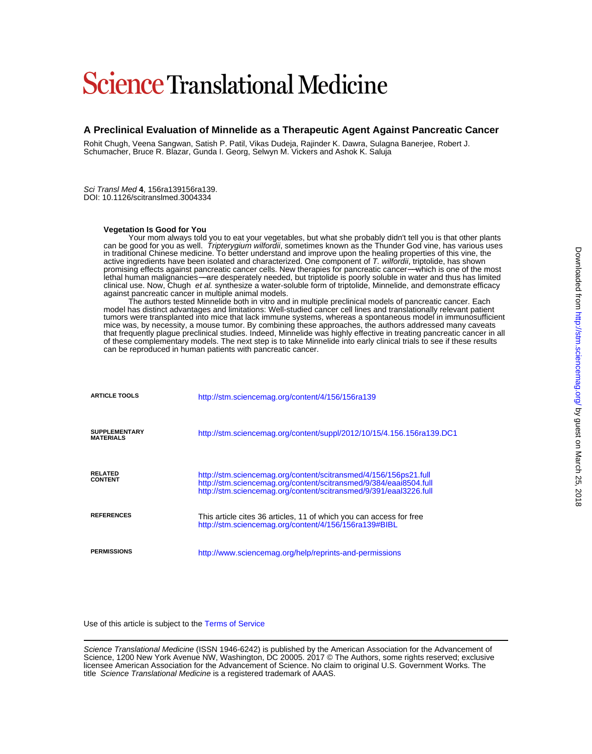# Science Translational Medicine

## A Preclinical Evaluation of Minnelide as a Therapeutic Agent Against Pancreatic Cancer

Rohit Chugh, Veena Sangwan, Satish P. Patil, Vikas Dudeja, Rajinder K. Dawra, Sulagna Banerjee, Robert J. Schumacher, Bruce R. Blazar, Gunda I. Georg, Selwyn M. Vickers and Ashok K. Saluja

*Sci Transl Med* **4**, 156ra139156ra139.
DOI: 10.1126/scitranslmed.3004334

**Vegetation Is Good for You**

Your mom always told you to eat your vegetables, but what she probably didn't tell you is that other plants can be good for you as well. *Tripterygium wilfordii*, sometimes known as the Thunder God vine, has various uses in traditional Chinese medicine. To better understand and improve upon the healing properties of this vine, the active ingredients have been isolated and characterized. One component of *T. wilfordii*, triptolide, has shown promising effects against pancreatic cancer cells. New therapies for pancreatic cancer—which is one of the most lethal human malignancies—are desperately needed, but triptolide is poorly soluble in water and thus has limited clinical use. Now, Chugh *et al.* synthesize a water-soluble form of triptolide, Minnelide, and demonstrate efficacy against pancreatic cancer in multiple animal models.

The authors tested Minnelide both in vitro and in multiple preclinical models of pancreatic cancer. Each model has distinct advantages and limitations: Well-studied cancer cell lines and translationally relevant patient tumors were transplanted into mice that lack immune systems, whereas a spontaneous model in immunosufficient mice was, by necessity, a mouse tumor. By combining these approaches, the authors addressed many caveats that frequently plague preclinical studies. Indeed, Minnelide was highly effective in treating pancreatic cancer in all of these complementary models. The next step is to take Minnelide into early clinical trials to see if these results can be reproduced in human patients with pancreatic cancer.

| | |
|---|---|
| **ARTICLE TOOLS** | http://stm.sciencemag.org/content/4/156/156ra139 |
| **SUPPLEMENTARY MATERIALS** | http://stm.sciencemag.org/content/suppl/2012/10/15/4.156.156ra139.DC1 |
| **RELATED CONTENT** | http://stm.sciencemag.org/content/scitransmed/4/156/156ps21.full http://stm.sciencemag.org/content/scitransmed/9/384/eaai8504.full http://stm.sciencemag.org/content/scitransmed/9/391/eaal3226.full |
| **REFERENCES** | This article cites 36 articles, 11 of which you can access for free http://stm.sciencemag.org/content/4/156/156ra139#BIBL |
| **PERMISSIONS** | http://www.sciencemag.org/help/reprints-and-permissions |

Use of this article is subject to the Terms of Service

*Science Translational Medicine* (ISSN 1946-6242) is published by the American Association for the Advancement of Science, 1200 New York Avenue NW, Washington, DC 20005. 2017 © The Authors, some rights reserved; exclusive licensee American Association for the Advancement of Science. No claim to original U.S. Government Works. The title *Science Translational Medicine* is a registered trademark of AAAS.